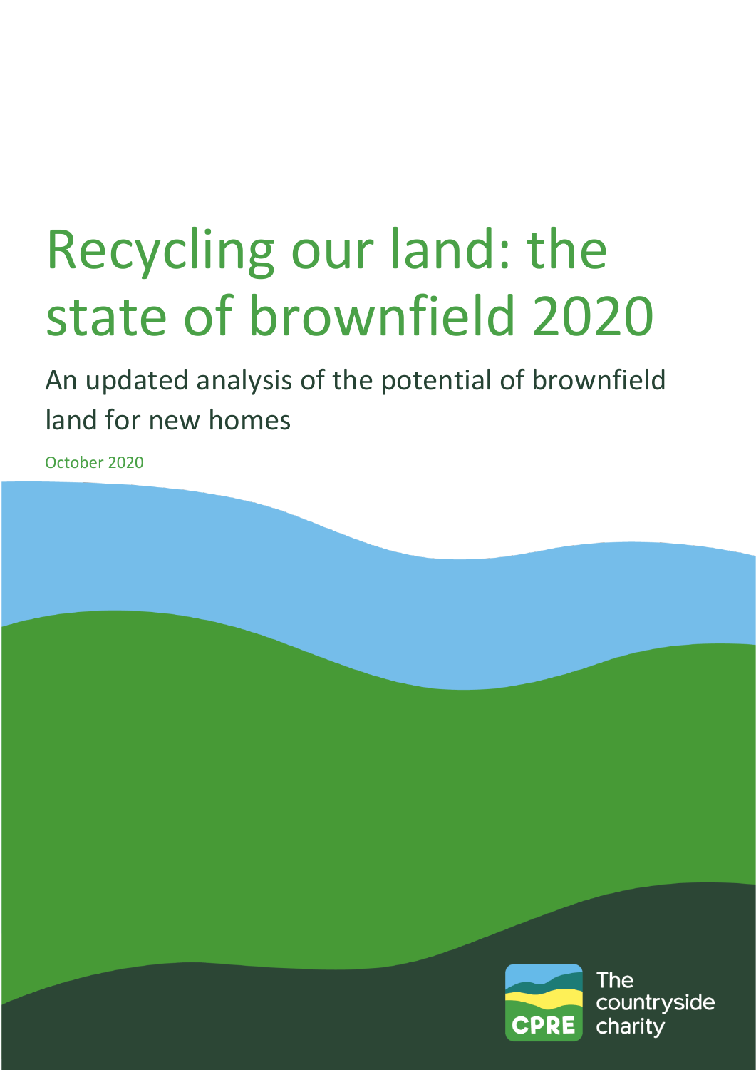# Recycling our land: the state of brownfield 2020

## An updated analysis of the potential of brownfield land for new homes

October 2020

CPRE The countryside charity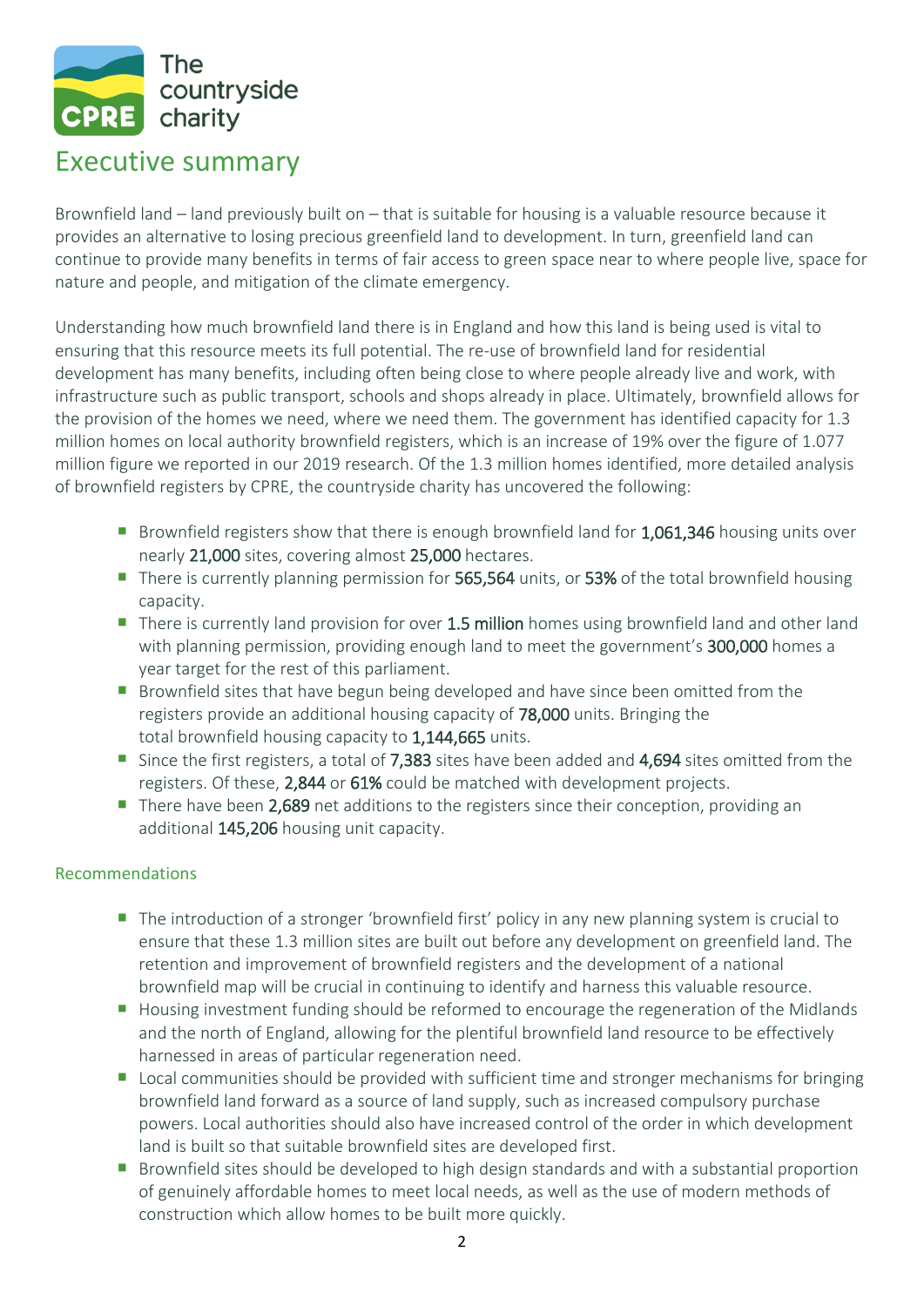# Executive summary

Brownfield land – land previously built on – that is suitable for housing is a valuable resource because it provides an alternative to losing precious greenfield land to development. In turn, greenfield land can continue to provide many benefits in terms of fair access to green space near to where people live, space for nature and people, and mitigation of the climate emergency.

Understanding how much brownfield land there is in England and how this land is being used is vital to ensuring that this resource meets its full potential. The re-use of brownfield land for residential development has many benefits, including often being close to where people already live and work, with infrastructure such as public transport, schools and shops already in place. Ultimately, brownfield allows for the provision of the homes we need, where we need them. The government has identified capacity for 1.3 million homes on local authority brownfield registers, which is an increase of 19% over the figure of 1.077 million figure we reported in our 2019 research. Of the 1.3 million homes identified, more detailed analysis of brownfield registers by CPRE, the countryside charity has uncovered the following:

- Brownfield registers show that there is enough brownfield land for 1,061,346 housing units over nearly 21,000 sites, covering almost 25,000 hectares.
- There is currently planning permission for 565,564 units, or 53% of the total brownfield housing capacity.
- There is currently land provision for over 1.5 million homes using brownfield land and other land with planning permission, providing enough land to meet the government's 300,000 homes a year target for the rest of this parliament.
- Brownfield sites that have begun being developed and have since been omitted from the registers provide an additional housing capacity of 78,000 units. Bringing the total brownfield housing capacity to 1,144,665 units.
- Since the first registers, a total of 7,383 sites have been added and 4,694 sites omitted from the registers. Of these, 2,844 or 61% could be matched with development projects.
- There have been 2,689 net additions to the registers since their conception, providing an additional 145,206 housing unit capacity.

## Recommendations

- The introduction of a stronger 'brownfield first' policy in any new planning system is crucial to ensure that these 1.3 million sites are built out before any development on greenfield land. The retention and improvement of brownfield registers and the development of a national brownfield map will be crucial in continuing to identify and harness this valuable resource.
- Housing investment funding should be reformed to encourage the regeneration of the Midlands and the north of England, allowing for the plentiful brownfield land resource to be effectively harnessed in areas of particular regeneration need.
- Local communities should be provided with sufficient time and stronger mechanisms for bringing brownfield land forward as a source of land supply, such as increased compulsory purchase powers. Local authorities should also have increased control of the order in which development land is built so that suitable brownfield sites are developed first.
- Brownfield sites should be developed to high design standards and with a substantial proportion of genuinely affordable homes to meet local needs, as well as the use of modern methods of construction which allow homes to be built more quickly.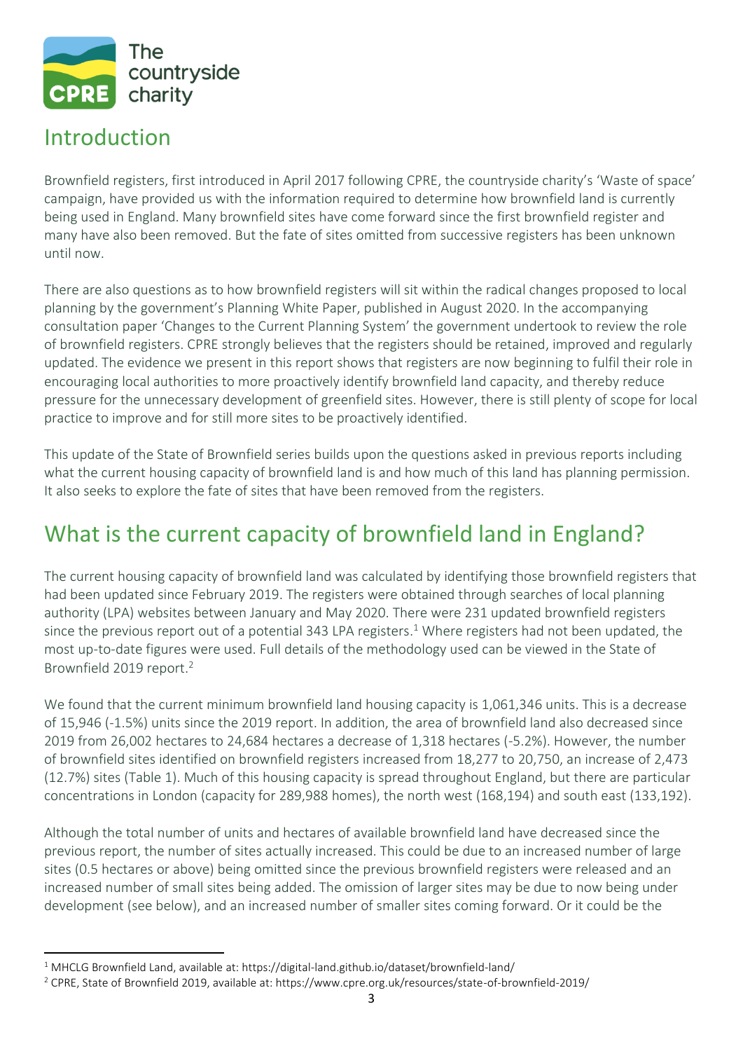## Introduction

Brownfield registers, first introduced in April 2017 following CPRE, the countryside charity's 'Waste of space' campaign, have provided us with the information required to determine how brownfield land is currently being used in England. Many brownfield sites have come forward since the first brownfield register and many have also been removed. But the fate of sites omitted from successive registers has been unknown until now.

There are also questions as to how brownfield registers will sit within the radical changes proposed to local planning by the government's Planning White Paper, published in August 2020. In the accompanying consultation paper 'Changes to the Current Planning System' the government undertook to review the role of brownfield registers. CPRE strongly believes that the registers should be retained, improved and regularly updated. The evidence we present in this report shows that registers are now beginning to fulfil their role in encouraging local authorities to more proactively identify brownfield land capacity, and thereby reduce pressure for the unnecessary development of greenfield sites. However, there is still plenty of scope for local practice to improve and for still more sites to be proactively identified.

This update of the State of Brownfield series builds upon the questions asked in previous reports including what the current housing capacity of brownfield land is and how much of this land has planning permission. It also seeks to explore the fate of sites that have been removed from the registers.

## What is the current capacity of brownfield land in England?

The current housing capacity of brownfield land was calculated by identifying those brownfield registers that had been updated since February 2019. The registers were obtained through searches of local planning authority (LPA) websites between January and May 2020. There were 231 updated brownfield registers since the previous report out of a potential 343 LPA registers.[1] Where registers had not been updated, the most up-to-date figures were used. Full details of the methodology used can be viewed in the State of Brownfield 2019 report.[2]

We found that the current minimum brownfield land housing capacity is 1,061,346 units. This is a decrease of 15,946 (-1.5%) units since the 2019 report. In addition, the area of brownfield land also decreased since 2019 from 26,002 hectares to 24,684 hectares a decrease of 1,318 hectares (-5.2%). However, the number of brownfield sites identified on brownfield registers increased from 18,277 to 20,750, an increase of 2,473 (12.7%) sites (Table 1). Much of this housing capacity is spread throughout England, but there are particular concentrations in London (capacity for 289,988 homes), the north west (168,194) and south east (133,192).

Although the total number of units and hectares of available brownfield land have decreased since the previous report, the number of sites actually increased. This could be due to an increased number of large sites (0.5 hectares or above) being omitted since the previous brownfield registers were released and an increased number of small sites being added. The omission of larger sites may be due to now being under development (see below), and an increased number of smaller sites coming forward. Or it could be the

[1] MHCLG Brownfield Land, available at: https://digital-land.github.io/dataset/brownfield-land/

[2] CPRE, State of Brownfield 2019, available at: https://www.cpre.org.uk/resources/state-of-brownfield-2019/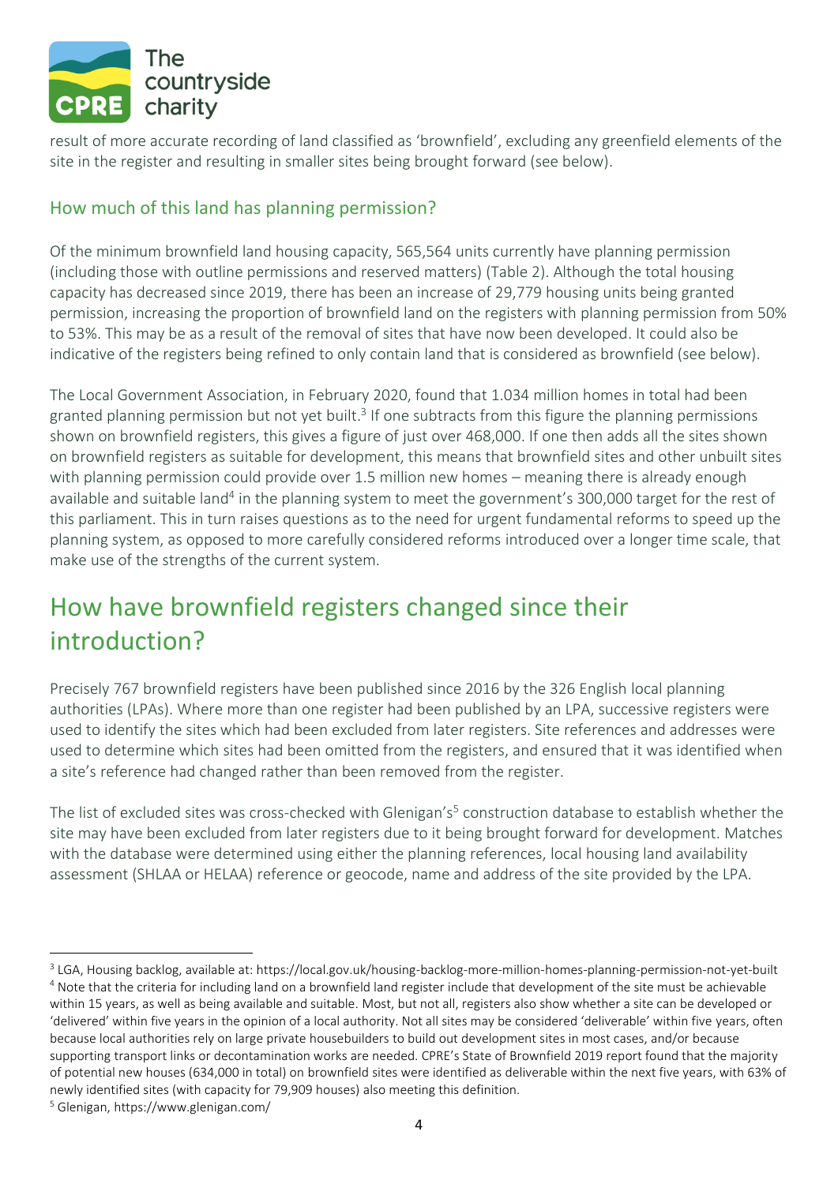result of more accurate recording of land classified as 'brownfield', excluding any greenfield elements of the site in the register and resulting in smaller sites being brought forward (see below).

### How much of this land has planning permission?

Of the minimum brownfield land housing capacity, 565,564 units currently have planning permission (including those with outline permissions and reserved matters) (Table 2). Although the total housing capacity has decreased since 2019, there has been an increase of 29,779 housing units being granted permission, increasing the proportion of brownfield land on the registers with planning permission from 50% to 53%. This may be as a result of the removal of sites that have now been developed. It could also be indicative of the registers being refined to only contain land that is considered as brownfield (see below).

The Local Government Association, in February 2020, found that 1.034 million homes in total had been granted planning permission but not yet built.[3] If one subtracts from this figure the planning permissions shown on brownfield registers, this gives a figure of just over 468,000. If one then adds all the sites shown on brownfield registers as suitable for development, this means that brownfield sites and other unbuilt sites with planning permission could provide over 1.5 million new homes – meaning there is already enough available and suitable land[4] in the planning system to meet the government's 300,000 target for the rest of this parliament. This in turn raises questions as to the need for urgent fundamental reforms to speed up the planning system, as opposed to more carefully considered reforms introduced over a longer time scale, that make use of the strengths of the current system.

## How have brownfield registers changed since their introduction?

Precisely 767 brownfield registers have been published since 2016 by the 326 English local planning authorities (LPAs). Where more than one register had been published by an LPA, successive registers were used to identify the sites which had been excluded from later registers. Site references and addresses were used to determine which sites had been omitted from the registers, and ensured that it was identified when a site's reference had changed rather than been removed from the register.

The list of excluded sites was cross-checked with Glenigan's[5] construction database to establish whether the site may have been excluded from later registers due to it being brought forward for development. Matches with the database were determined using either the planning references, local housing land availability assessment (SHLAA or HELAA) reference or geocode, name and address of the site provided by the LPA.

---

[3] LGA, Housing backlog, available at: https://local.gov.uk/housing-backlog-more-million-homes-planning-permission-not-yet-built

[4] Note that the criteria for including land on a brownfield land register include that development of the site must be achievable within 15 years, as well as being available and suitable. Most, but not all, registers also show whether a site can be developed or 'delivered' within five years in the opinion of a local authority. Not all sites may be considered 'deliverable' within five years, often because local authorities rely on large private housebuilders to build out development sites in most cases, and/or because supporting transport links or decontamination works are needed. CPRE's State of Brownfield 2019 report found that the majority of potential new houses (634,000 in total) on brownfield sites were identified as deliverable within the next five years, with 63% of newly identified sites (with capacity for 79,909 houses) also meeting this definition.

[5] Glenigan, https://www.glenigan.com/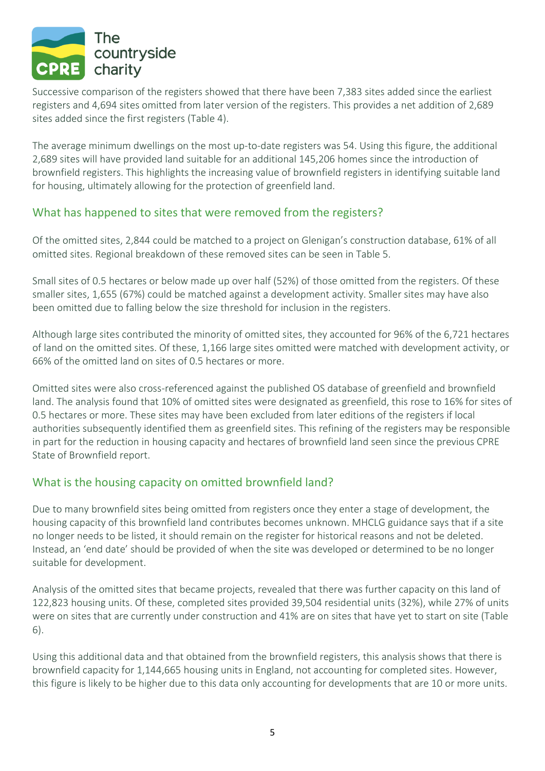Successive comparison of the registers showed that there have been 7,383 sites added since the earliest registers and 4,694 sites omitted from later version of the registers. This provides a net addition of 2,689 sites added since the first registers (Table 4).

The average minimum dwellings on the most up-to-date registers was 54. Using this figure, the additional 2,689 sites will have provided land suitable for an additional 145,206 homes since the introduction of brownfield registers. This highlights the increasing value of brownfield registers in identifying suitable land for housing, ultimately allowing for the protection of greenfield land.

## What has happened to sites that were removed from the registers?

Of the omitted sites, 2,844 could be matched to a project on Glenigan's construction database, 61% of all omitted sites. Regional breakdown of these removed sites can be seen in Table 5.

Small sites of 0.5 hectares or below made up over half (52%) of those omitted from the registers. Of these smaller sites, 1,655 (67%) could be matched against a development activity. Smaller sites may have also been omitted due to falling below the size threshold for inclusion in the registers.

Although large sites contributed the minority of omitted sites, they accounted for 96% of the 6,721 hectares of land on the omitted sites. Of these, 1,166 large sites omitted were matched with development activity, or 66% of the omitted land on sites of 0.5 hectares or more.

Omitted sites were also cross-referenced against the published OS database of greenfield and brownfield land. The analysis found that 10% of omitted sites were designated as greenfield, this rose to 16% for sites of 0.5 hectares or more. These sites may have been excluded from later editions of the registers if local authorities subsequently identified them as greenfield sites. This refining of the registers may be responsible in part for the reduction in housing capacity and hectares of brownfield land seen since the previous CPRE State of Brownfield report.

## What is the housing capacity on omitted brownfield land?

Due to many brownfield sites being omitted from registers once they enter a stage of development, the housing capacity of this brownfield land contributes becomes unknown. MHCLG guidance says that if a site no longer needs to be listed, it should remain on the register for historical reasons and not be deleted. Instead, an 'end date' should be provided of when the site was developed or determined to be no longer suitable for development.

Analysis of the omitted sites that became projects, revealed that there was further capacity on this land of 122,823 housing units. Of these, completed sites provided 39,504 residential units (32%), while 27% of units were on sites that are currently under construction and 41% are on sites that have yet to start on site (Table 6).

Using this additional data and that obtained from the brownfield registers, this analysis shows that there is brownfield capacity for 1,144,665 housing units in England, not accounting for completed sites. However, this figure is likely to be higher due to this data only accounting for developments that are 10 or more units.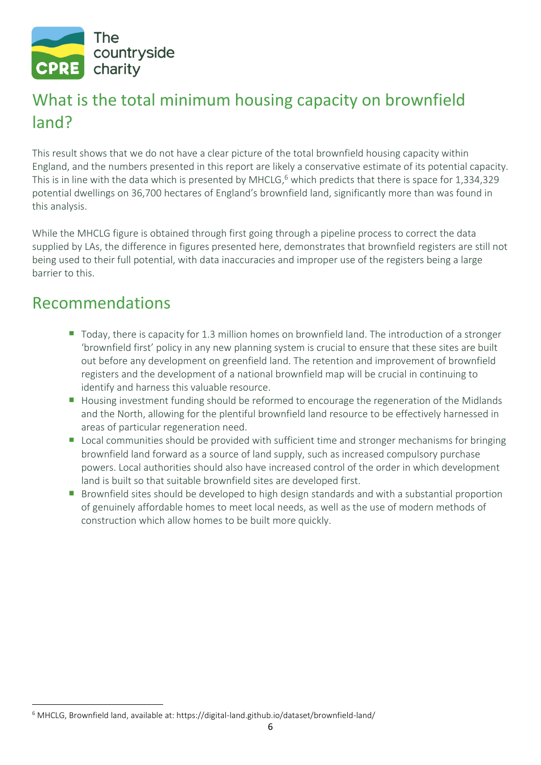## What is the total minimum housing capacity on brownfield land?

This result shows that we do not have a clear picture of the total brownfield housing capacity within England, and the numbers presented in this report are likely a conservative estimate of its potential capacity. This is in line with the data which is presented by MHCLG,[6] which predicts that there is space for 1,334,329 potential dwellings on 36,700 hectares of England's brownfield land, significantly more than was found in this analysis.

While the MHCLG figure is obtained through first going through a pipeline process to correct the data supplied by LAs, the difference in figures presented here, demonstrates that brownfield registers are still not being used to their full potential, with data inaccuracies and improper use of the registers being a large barrier to this.

## Recommendations

- Today, there is capacity for 1.3 million homes on brownfield land. The introduction of a stronger 'brownfield first' policy in any new planning system is crucial to ensure that these sites are built out before any development on greenfield land. The retention and improvement of brownfield registers and the development of a national brownfield map will be crucial in continuing to identify and harness this valuable resource.
- Housing investment funding should be reformed to encourage the regeneration of the Midlands and the North, allowing for the plentiful brownfield land resource to be effectively harnessed in areas of particular regeneration need.
- Local communities should be provided with sufficient time and stronger mechanisms for bringing brownfield land forward as a source of land supply, such as increased compulsory purchase powers. Local authorities should also have increased control of the order in which development land is built so that suitable brownfield sites are developed first.
- Brownfield sites should be developed to high design standards and with a substantial proportion of genuinely affordable homes to meet local needs, as well as the use of modern methods of construction which allow homes to be built more quickly.

[6] MHCLG, Brownfield land, available at: https://digital-land.github.io/dataset/brownfield-land/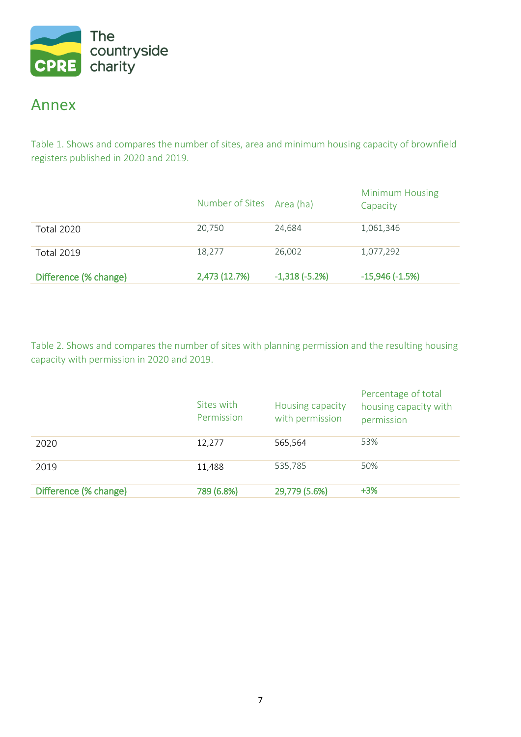The countryside charity

# Annex

Table 1. Shows and compares the number of sites, area and minimum housing capacity of brownfield registers published in 2020 and 2019.

| | Number of Sites | Area (ha) | Minimum Housing Capacity |
|---|---|---|---|
| Total 2020 | 20,750 | 24,684 | 1,061,346 |
| Total 2019 | 18,277 | 26,002 | 1,077,292 |
| **Difference (% change)** | **2,473 (12.7%)** | **-1,318 (-5.2%)** | **-15,946 (-1.5%)** |

Table 2. Shows and compares the number of sites with planning permission and the resulting housing capacity with permission in 2020 and 2019.

| | Sites with Permission | Housing capacity with permission | Percentage of total housing capacity with permission |
|---|---|---|---|
| 2020 | 12,277 | 565,564 | 53% |
| 2019 | 11,488 | 535,785 | 50% |
| **Difference (% change)** | **789 (6.8%)** | **29,779 (5.6%)** | **+3%** |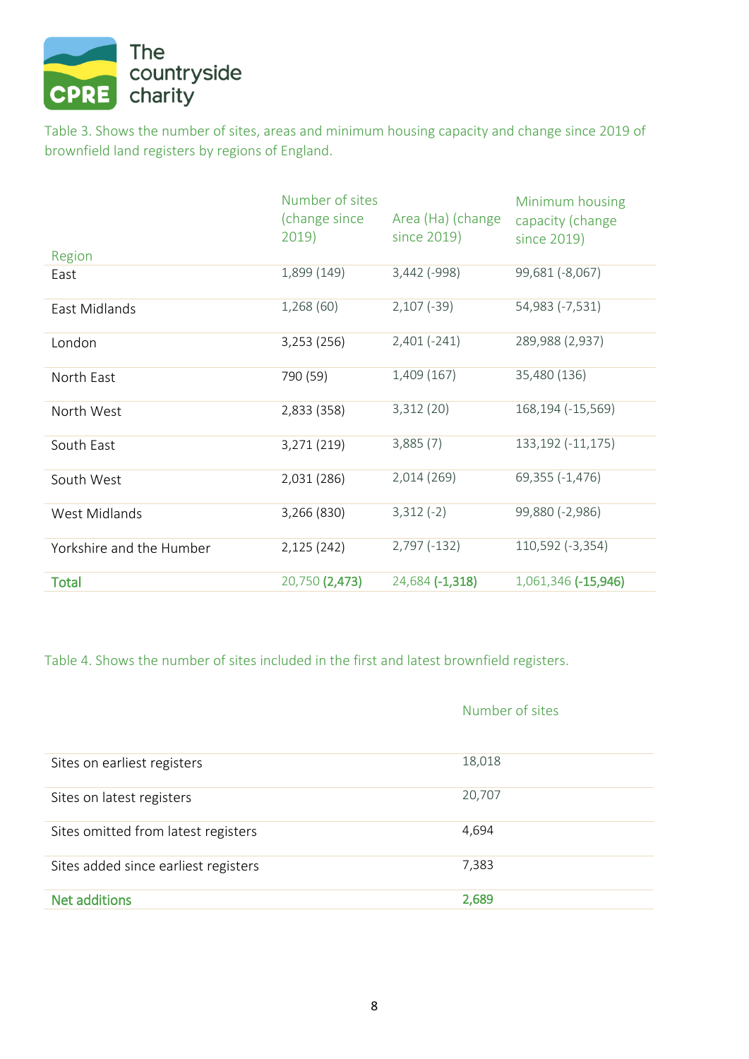Table 3. Shows the number of sites, areas and minimum housing capacity and change since 2019 of brownfield land registers by regions of England.

| Region | Number of sites (change since 2019) | Area (Ha) (change since 2019) | Minimum housing capacity (change since 2019) |
|---|---|---|---|
| East | 1,899 (149) | 3,442 (-998) | 99,681 (-8,067) |
| East Midlands | 1,268 (60) | 2,107 (-39) | 54,983 (-7,531) |
| London | 3,253 (256) | 2,401 (-241) | 289,988 (2,937) |
| North East | 790 (59) | 1,409 (167) | 35,480 (136) |
| North West | 2,833 (358) | 3,312 (20) | 168,194 (-15,569) |
| South East | 3,271 (219) | 3,885 (7) | 133,192 (-11,175) |
| South West | 2,031 (286) | 2,014 (269) | 69,355 (-1,476) |
| West Midlands | 3,266 (830) | 3,312 (-2) | 99,880 (-2,986) |
| Yorkshire and the Humber | 2,125 (242) | 2,797 (-132) | 110,592 (-3,354) |
| **Total** | 20,750 **(2,473)** | 24,684 **(-1,318)** | 1,061,346 **(-15,946)** |

Table 4. Shows the number of sites included in the first and latest brownfield registers.

| | Number of sites |
|---|---|
| Sites on earliest registers | 18,018 |
| Sites on latest registers | 20,707 |
| Sites omitted from latest registers | 4,694 |
| Sites added since earliest registers | 7,383 |
| **Net additions** | **2,689** |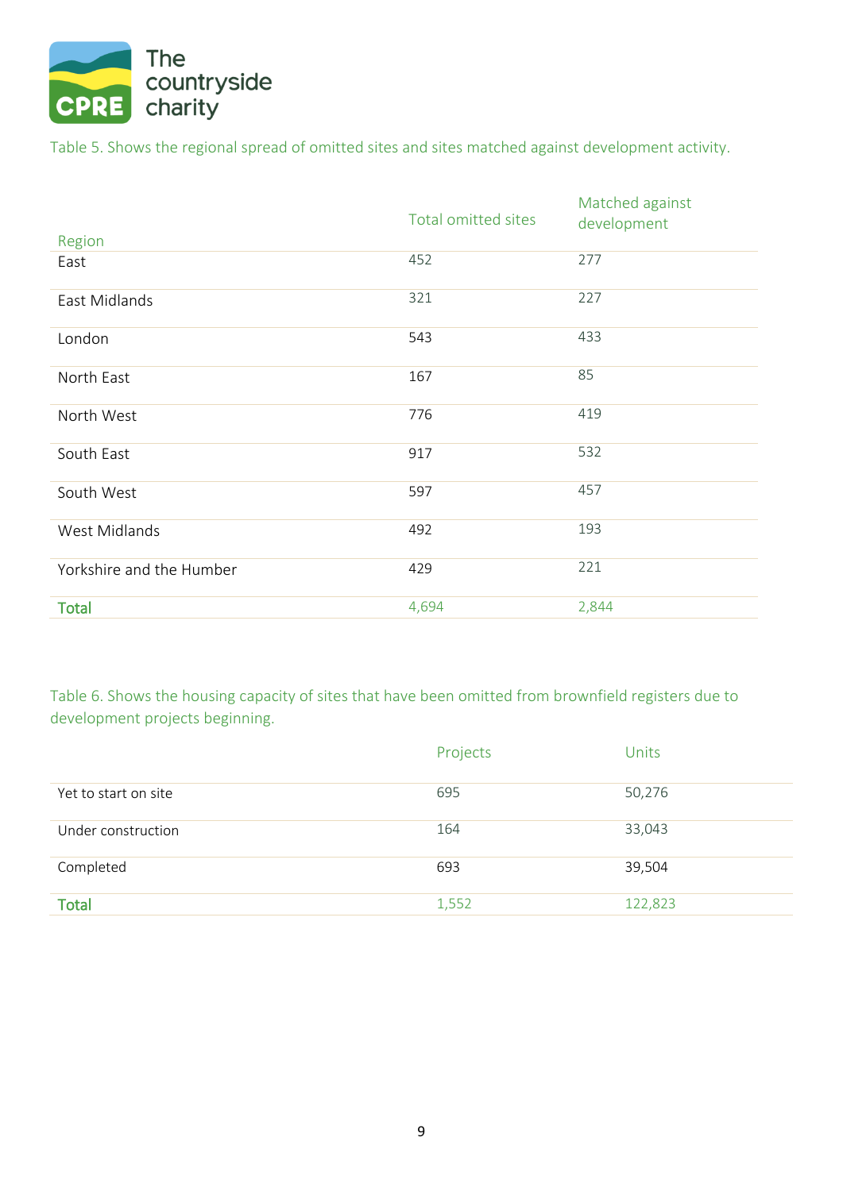Table 5. Shows the regional spread of omitted sites and sites matched against development activity.

| Region | Total omitted sites | Matched against development |
|---|---|---|
| East | 452 | 277 |
| East Midlands | 321 | 227 |
| London | 543 | 433 |
| North East | 167 | 85 |
| North West | 776 | 419 |
| South East | 917 | 532 |
| South West | 597 | 457 |
| West Midlands | 492 | 193 |
| Yorkshire and the Humber | 429 | 221 |
| **Total** | 4,694 | 2,844 |

Table 6. Shows the housing capacity of sites that have been omitted from brownfield registers due to development projects beginning.

| | Projects | Units |
|---|---|---|
| Yet to start on site | 695 | 50,276 |
| Under construction | 164 | 33,043 |
| Completed | 693 | 39,504 |
| **Total** | 1,552 | 122,823 |